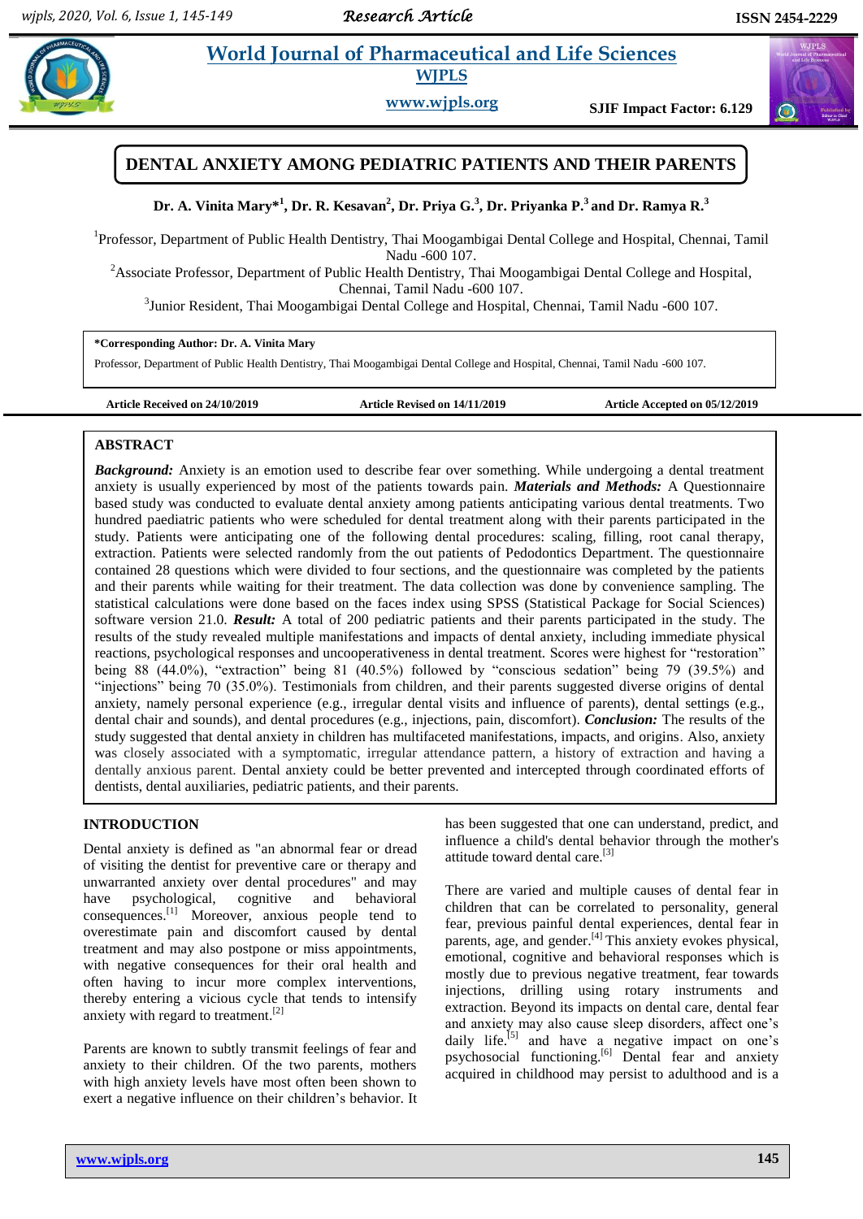# DENTAL ANXIETY AMONG PEDIATRIC PATIENTS AND THEIR PARENTS

**Dr. A. Vinita Mary*[1], Dr. R. Kesavan[2], Dr. Priya G.[3], Dr. Priyanka P.[3] and Dr. Ramya R.[3]**

[1]Professor, Department of Public Health Dentistry, Thai Moogambigai Dental College and Hospital, Chennai, Tamil Nadu -600 107.

[2]Associate Professor, Department of Public Health Dentistry, Thai Moogambigai Dental College and Hospital, Chennai, Tamil Nadu -600 107.

[3]Junior Resident, Thai Moogambigai Dental College and Hospital, Chennai, Tamil Nadu -600 107.

**\*Corresponding Author: Dr. A. Vinita Mary**

Professor, Department of Public Health Dentistry, Thai Moogambigai Dental College and Hospital, Chennai, Tamil Nadu -600 107.

**Article Received on 24/10/2019** | **Article Revised on 14/11/2019** | **Article Accepted on 05/12/2019**

## ABSTRACT

***Background:*** Anxiety is an emotion used to describe fear over something. While undergoing a dental treatment anxiety is usually experienced by most of the patients towards pain. ***Materials and Methods:*** A Questionnaire based study was conducted to evaluate dental anxiety among patients anticipating various dental treatments. Two hundred paediatric patients who were scheduled for dental treatment along with their parents participated in the study. Patients were anticipating one of the following dental procedures: scaling, filling, root canal therapy, extraction. Patients were selected randomly from the out patients of Pedodontics Department. The questionnaire contained 28 questions which were divided to four sections, and the questionnaire was completed by the patients and their parents while waiting for their treatment. The data collection was done by convenience sampling. The statistical calculations were done based on the faces index using SPSS (Statistical Package for Social Sciences) software version 21.0. ***Result:*** A total of 200 pediatric patients and their parents participated in the study. The results of the study revealed multiple manifestations and impacts of dental anxiety, including immediate physical reactions, psychological responses and uncooperativeness in dental treatment. Scores were highest for "restoration" being 88 (44.0%), "extraction" being 81 (40.5%) followed by "conscious sedation" being 79 (39.5%) and "injections" being 70 (35.0%). Testimonials from children, and their parents suggested diverse origins of dental anxiety, namely personal experience (e.g., irregular dental visits and influence of parents), dental settings (e.g., dental chair and sounds), and dental procedures (e.g., injections, pain, discomfort). ***Conclusion:*** The results of the study suggested that dental anxiety in children has multifaceted manifestations, impacts, and origins. Also, anxiety was closely associated with a symptomatic, irregular attendance pattern, a history of extraction and having a dentally anxious parent. Dental anxiety could be better prevented and intercepted through coordinated efforts of dentists, dental auxiliaries, pediatric patients, and their parents.

## INTRODUCTION

Dental anxiety is defined as "an abnormal fear or dread of visiting the dentist for preventive care or therapy and unwarranted anxiety over dental procedures" and may have psychological, cognitive and behavioral consequences.[1] Moreover, anxious people tend to overestimate pain and discomfort caused by dental treatment and may also postpone or miss appointments, with negative consequences for their oral health and often having to incur more complex interventions, thereby entering a vicious cycle that tends to intensify anxiety with regard to treatment.[2]

Parents are known to subtly transmit feelings of fear and anxiety to their children. Of the two parents, mothers with high anxiety levels have most often been shown to exert a negative influence on their children's behavior. It has been suggested that one can understand, predict, and influence a child's dental behavior through the mother's attitude toward dental care.[3]

There are varied and multiple causes of dental fear in children that can be correlated to personality, general fear, previous painful dental experiences, dental fear in parents, age, and gender.[4] This anxiety evokes physical, emotional, cognitive and behavioral responses which is mostly due to previous negative treatment, fear towards injections, drilling using rotary instruments and extraction. Beyond its impacts on dental care, dental fear and anxiety may also cause sleep disorders, affect one's daily life.[5] and have a negative impact on one's psychosocial functioning.[6] Dental fear and anxiety acquired in childhood may persist to adulthood and is a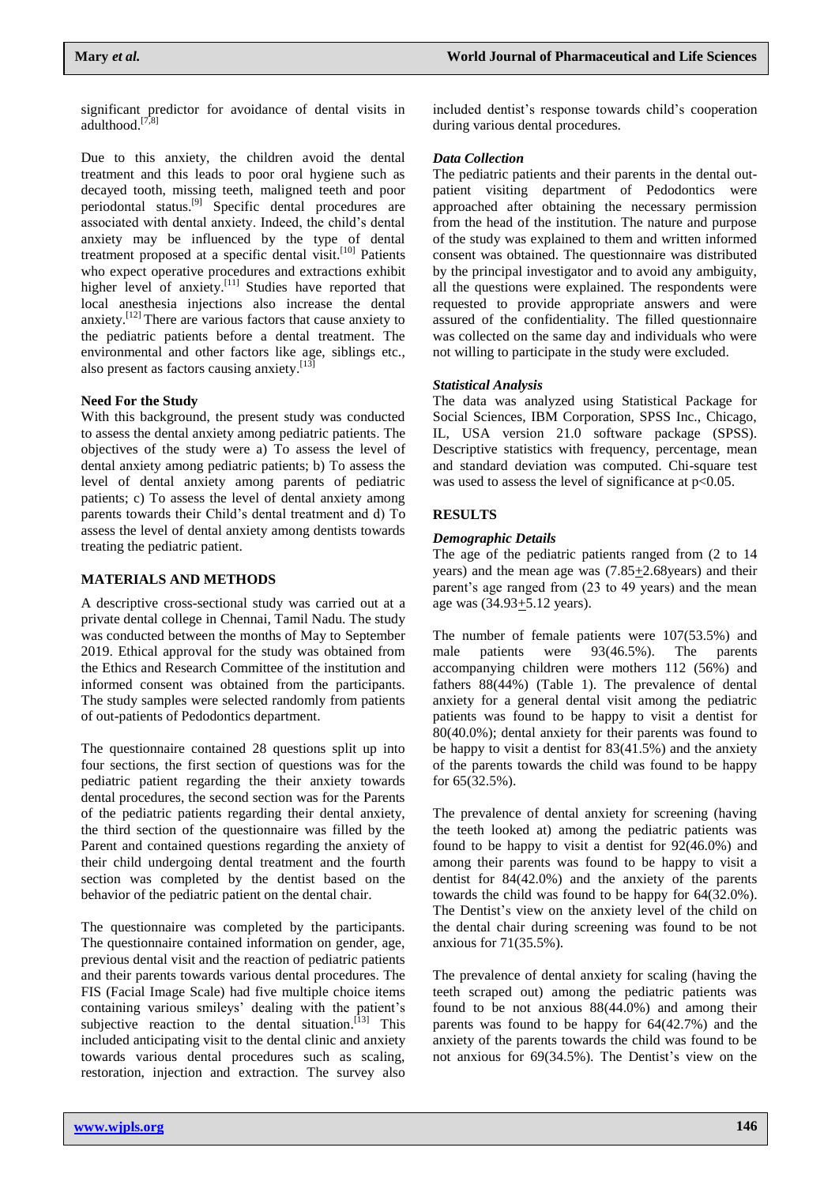significant predictor for avoidance of dental visits in adulthood.[7,8]

Due to this anxiety, the children avoid the dental treatment and this leads to poor oral hygiene such as decayed tooth, missing teeth, maligned teeth and poor periodontal status.[9] Specific dental procedures are associated with dental anxiety. Indeed, the child's dental anxiety may be influenced by the type of dental treatment proposed at a specific dental visit.[10] Patients who expect operative procedures and extractions exhibit higher level of anxiety.[11] Studies have reported that local anesthesia injections also increase the dental anxiety.[12] There are various factors that cause anxiety to the pediatric patients before a dental treatment. The environmental and other factors like age, siblings etc., also present as factors causing anxiety.[13]

**Need For the Study**

With this background, the present study was conducted to assess the dental anxiety among pediatric patients. The objectives of the study were a) To assess the level of dental anxiety among pediatric patients; b) To assess the level of dental anxiety among parents of pediatric patients; c) To assess the level of dental anxiety among parents towards their Child's dental treatment and d) To assess the level of dental anxiety among dentists towards treating the pediatric patient.

## MATERIALS AND METHODS

A descriptive cross-sectional study was carried out at a private dental college in Chennai, Tamil Nadu. The study was conducted between the months of May to September 2019. Ethical approval for the study was obtained from the Ethics and Research Committee of the institution and informed consent was obtained from the participants. The study samples were selected randomly from patients of out-patients of Pedodontics department.

The questionnaire contained 28 questions split up into four sections, the first section of questions was for the pediatric patient regarding the their anxiety towards dental procedures, the second section was for the Parents of the pediatric patients regarding their dental anxiety, the third section of the questionnaire was filled by the Parent and contained questions regarding the anxiety of their child undergoing dental treatment and the fourth section was completed by the dentist based on the behavior of the pediatric patient on the dental chair.

The questionnaire was completed by the participants. The questionnaire contained information on gender, age, previous dental visit and the reaction of pediatric patients and their parents towards various dental procedures. The FIS (Facial Image Scale) had five multiple choice items containing various smileys' dealing with the patient's subjective reaction to the dental situation.[13] This included anticipating visit to the dental clinic and anxiety towards various dental procedures such as scaling, restoration, injection and extraction. The survey also included dentist's response towards child's cooperation during various dental procedures.

***Data Collection***

The pediatric patients and their parents in the dental out-patient visiting department of Pedodontics were approached after obtaining the necessary permission from the head of the institution. The nature and purpose of the study was explained to them and written informed consent was obtained. The questionnaire was distributed by the principal investigator and to avoid any ambiguity, all the questions were explained. The respondents were requested to provide appropriate answers and were assured of the confidentiality. The filled questionnaire was collected on the same day and individuals who were not willing to participate in the study were excluded.

***Statistical Analysis***

The data was analyzed using Statistical Package for Social Sciences, IBM Corporation, SPSS Inc., Chicago, IL, USA version 21.0 software package (SPSS). Descriptive statistics with frequency, percentage, mean and standard deviation was computed. Chi-square test was used to assess the level of significance at $p<0.05$.

## RESULTS

***Demographic Details***

The age of the pediatric patients ranged from (2 to 14 years) and the mean age was ($7.85 \pm 2.68$years) and their parent's age ranged from (23 to 49 years) and the mean age was ($34.93 \pm 5.12$ years).

The number of female patients were 107(53.5%) and male patients were 93(46.5%). The parents accompanying children were mothers 112 (56%) and fathers 88(44%) (Table 1). The prevalence of dental anxiety for a general dental visit among the pediatric patients was found to be happy to visit a dentist for 80(40.0%); dental anxiety for their parents was found to be happy to visit a dentist for 83(41.5%) and the anxiety of the parents towards the child was found to be happy for 65(32.5%).

The prevalence of dental anxiety for screening (having the teeth looked at) among the pediatric patients was found to be happy to visit a dentist for 92(46.0%) and among their parents was found to be happy to visit a dentist for 84(42.0%) and the anxiety of the parents towards the child was found to be happy for 64(32.0%). The Dentist's view on the anxiety level of the child on the dental chair during screening was found to be not anxious for 71(35.5%).

The prevalence of dental anxiety for scaling (having the teeth scraped out) among the pediatric patients was found to be not anxious 88(44.0%) and among their parents was found to be happy for 64(42.7%) and the anxiety of the parents towards the child was found to be not anxious for 69(34.5%). The Dentist's view on the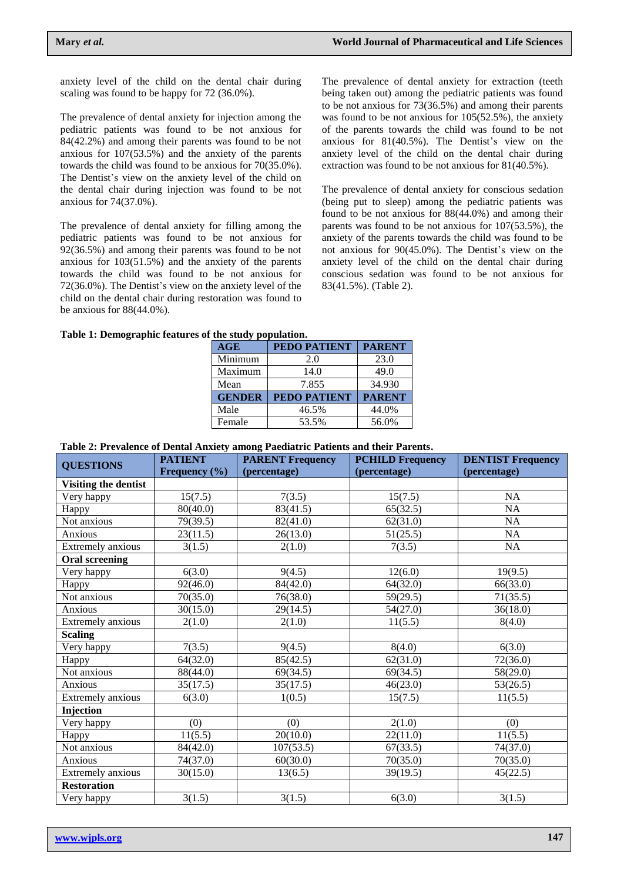anxiety level of the child on the dental chair during scaling was found to be happy for 72 (36.0%).

The prevalence of dental anxiety for injection among the pediatric patients was found to be not anxious for 84(42.2%) and among their parents was found to be not anxious for 107(53.5%) and the anxiety of the parents towards the child was found to be anxious for 70(35.0%). The Dentist's view on the anxiety level of the child on the dental chair during injection was found to be not anxious for 74(37.0%).

The prevalence of dental anxiety for filling among the pediatric patients was found to be not anxious for 92(36.5%) and among their parents was found to be not anxious for 103(51.5%) and the anxiety of the parents towards the child was found to be not anxious for 72(36.0%). The Dentist's view on the anxiety level of the child on the dental chair during restoration was found to be anxious for 88(44.0%).

The prevalence of dental anxiety for extraction (teeth being taken out) among the pediatric patients was found to be not anxious for 73(36.5%) and among their parents was found to be not anxious for 105(52.5%), the anxiety of the parents towards the child was found to be not anxious for 81(40.5%). The Dentist's view on the anxiety level of the child on the dental chair during extraction was found to be not anxious for 81(40.5%).

The prevalence of dental anxiety for conscious sedation (being put to sleep) among the pediatric patients was found to be not anxious for 88(44.0%) and among their parents was found to be not anxious for 107(53.5%), the anxiety of the parents towards the child was found to be not anxious for 90(45.0%). The Dentist's view on the anxiety level of the child on the dental chair during conscious sedation was found to be not anxious for 83(41.5%). (Table 2).

**Table 1: Demographic features of the study population.**

| AGE | PEDO PATIENT | PARENT |
|---|---|---|
| Minimum | 2.0 | 23.0 |
| Maximum | 14.0 | 49.0 |
| Mean | 7.855 | 34.930 |
| **GENDER** | **PEDO PATIENT** | **PARENT** |
| Male | 46.5% | 44.0% |
| Female | 53.5% | 56.0% |

**Table 2: Prevalence of Dental Anxiety among Paediatric Patients and their Parents.**

| QUESTIONS | PATIENT Frequency (%) | PARENT Frequency (percentage) | PCHILD Frequency (percentage) | DENTIST Frequency (percentage) |
|---|---|---|---|---|
| **Visiting the dentist** | | | | |
| Very happy | 15(7.5) | 7(3.5) | 15(7.5) | NA |
| Happy | 80(40.0) | 83(41.5) | 65(32.5) | NA |
| Not anxious | 79(39.5) | 82(41.0) | 62(31.0) | NA |
| Anxious | 23(11.5) | 26(13.0) | 51(25.5) | NA |
| Extremely anxious | 3(1.5) | 2(1.0) | 7(3.5) | NA |
| **Oral screening** | | | | |
| Very happy | 6(3.0) | 9(4.5) | 12(6.0) | 19(9.5) |
| Happy | 92(46.0) | 84(42.0) | 64(32.0) | 66(33.0) |
| Not anxious | 70(35.0) | 76(38.0) | 59(29.5) | 71(35.5) |
| Anxious | 30(15.0) | 29(14.5) | 54(27.0) | 36(18.0) |
| Extremely anxious | 2(1.0) | 2(1.0) | 11(5.5) | 8(4.0) |
| **Scaling** | | | | |
| Very happy | 7(3.5) | 9(4.5) | 8(4.0) | 6(3.0) |
| Happy | 64(32.0) | 85(42.5) | 62(31.0) | 72(36.0) |
| Not anxious | 88(44.0) | 69(34.5) | 69(34.5) | 58(29.0) |
| Anxious | 35(17.5) | 35(17.5) | 46(23.0) | 53(26.5) |
| Extremely anxious | 6(3.0) | 1(0.5) | 15(7.5) | 11(5.5) |
| **Injection** | | | | |
| Very happy | (0) | (0) | 2(1.0) | (0) |
| Happy | 11(5.5) | 20(10.0) | 22(11.0) | 11(5.5) |
| Not anxious | 84(42.0) | 107(53.5) | 67(33.5) | 74(37.0) |
| Anxious | 74(37.0) | 60(30.0) | 70(35.0) | 70(35.0) |
| Extremely anxious | 30(15.0) | 13(6.5) | 39(19.5) | 45(22.5) |
| **Restoration** | | | | |
| Very happy | 3(1.5) | 3(1.5) | 6(3.0) | 3(1.5) |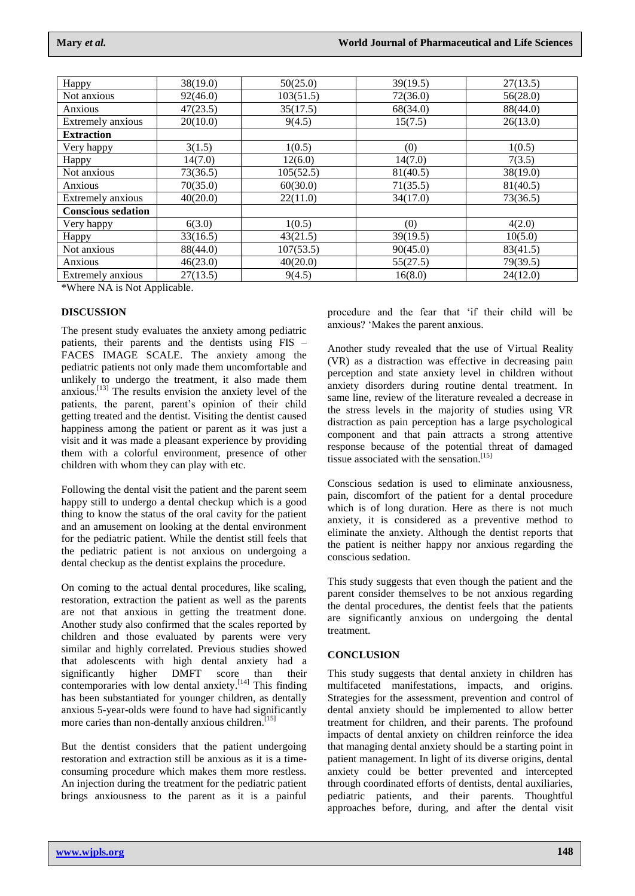| | | | | |
|---|---|---|---|---|
| Happy | 38(19.0) | 50(25.0) | 39(19.5) | 27(13.5) |
| Not anxious | 92(46.0) | 103(51.5) | 72(36.0) | 56(28.0) |
| Anxious | 47(23.5) | 35(17.5) | 68(34.0) | 88(44.0) |
| Extremely anxious | 20(10.0) | 9(4.5) | 15(7.5) | 26(13.0) |
| **Extraction** | | | | |
| Very happy | 3(1.5) | 1(0.5) | (0) | 1(0.5) |
| Happy | 14(7.0) | 12(6.0) | 14(7.0) | 7(3.5) |
| Not anxious | 73(36.5) | 105(52.5) | 81(40.5) | 38(19.0) |
| Anxious | 70(35.0) | 60(30.0) | 71(35.5) | 81(40.5) |
| Extremely anxious | 40(20.0) | 22(11.0) | 34(17.0) | 73(36.5) |
| **Conscious sedation** | | | | |
| Very happy | 6(3.0) | 1(0.5) | (0) | 4(2.0) |
| Happy | 33(16.5) | 43(21.5) | 39(19.5) | 10(5.0) |
| Not anxious | 88(44.0) | 107(53.5) | 90(45.0) | 83(41.5) |
| Anxious | 46(23.0) | 40(20.0) | 55(27.5) | 79(39.5) |
| Extremely anxious | 27(13.5) | 9(4.5) | 16(8.0) | 24(12.0) |

*Where NA is Not Applicable.

## DISCUSSION

The present study evaluates the anxiety among pediatric patients, their parents and the dentists using FIS – FACES IMAGE SCALE. The anxiety among the pediatric patients not only made them uncomfortable and unlikely to undergo the treatment, it also made them anxious.[13] The results envision the anxiety level of the patients, the parent, parent's opinion of their child getting treated and the dentist. Visiting the dentist caused happiness among the patient or parent as it was just a visit and it was made a pleasant experience by providing them with a colorful environment, presence of other children with whom they can play with etc.

Following the dental visit the patient and the parent seem happy still to undergo a dental checkup which is a good thing to know the status of the oral cavity for the patient and an amusement on looking at the dental environment for the pediatric patient. While the dentist still feels that the pediatric patient is not anxious on undergoing a dental checkup as the dentist explains the procedure.

On coming to the actual dental procedures, like scaling, restoration, extraction the patient as well as the parents are not that anxious in getting the treatment done. Another study also confirmed that the scales reported by children and those evaluated by parents were very similar and highly correlated. Previous studies showed that adolescents with high dental anxiety had a significantly higher DMFT score than their contemporaries with low dental anxiety.[14] This finding has been substantiated for younger children, as dentally anxious 5-year-olds were found to have had significantly more caries than non-dentally anxious children.[15]

But the dentist considers that the patient undergoing restoration and extraction still be anxious as it is a time-consuming procedure which makes them more restless. An injection during the treatment for the pediatric patient brings anxiousness to the parent as it is a painful procedure and the fear that 'if their child will be anxious? 'Makes the parent anxious.

Another study revealed that the use of Virtual Reality (VR) as a distraction was effective in decreasing pain perception and state anxiety level in children without anxiety disorders during routine dental treatment. In same line, review of the literature revealed a decrease in the stress levels in the majority of studies using VR distraction as pain perception has a large psychological component and that pain attracts a strong attentive response because of the potential threat of damaged tissue associated with the sensation.[15]

Conscious sedation is used to eliminate anxiousness, pain, discomfort of the patient for a dental procedure which is of long duration. Here as there is not much anxiety, it is considered as a preventive method to eliminate the anxiety. Although the dentist reports that the patient is neither happy nor anxious regarding the conscious sedation.

This study suggests that even though the patient and the parent consider themselves to be not anxious regarding the dental procedures, the dentist feels that the patients are significantly anxious on undergoing the dental treatment.

## CONCLUSION

This study suggests that dental anxiety in children has multifaceted manifestations, impacts, and origins. Strategies for the assessment, prevention and control of dental anxiety should be implemented to allow better treatment for children, and their parents. The profound impacts of dental anxiety on children reinforce the idea that managing dental anxiety should be a starting point in patient management. In light of its diverse origins, dental anxiety could be better prevented and intercepted through coordinated efforts of dentists, dental auxiliaries, pediatric patients, and their parents. Thoughtful approaches before, during, and after the dental visit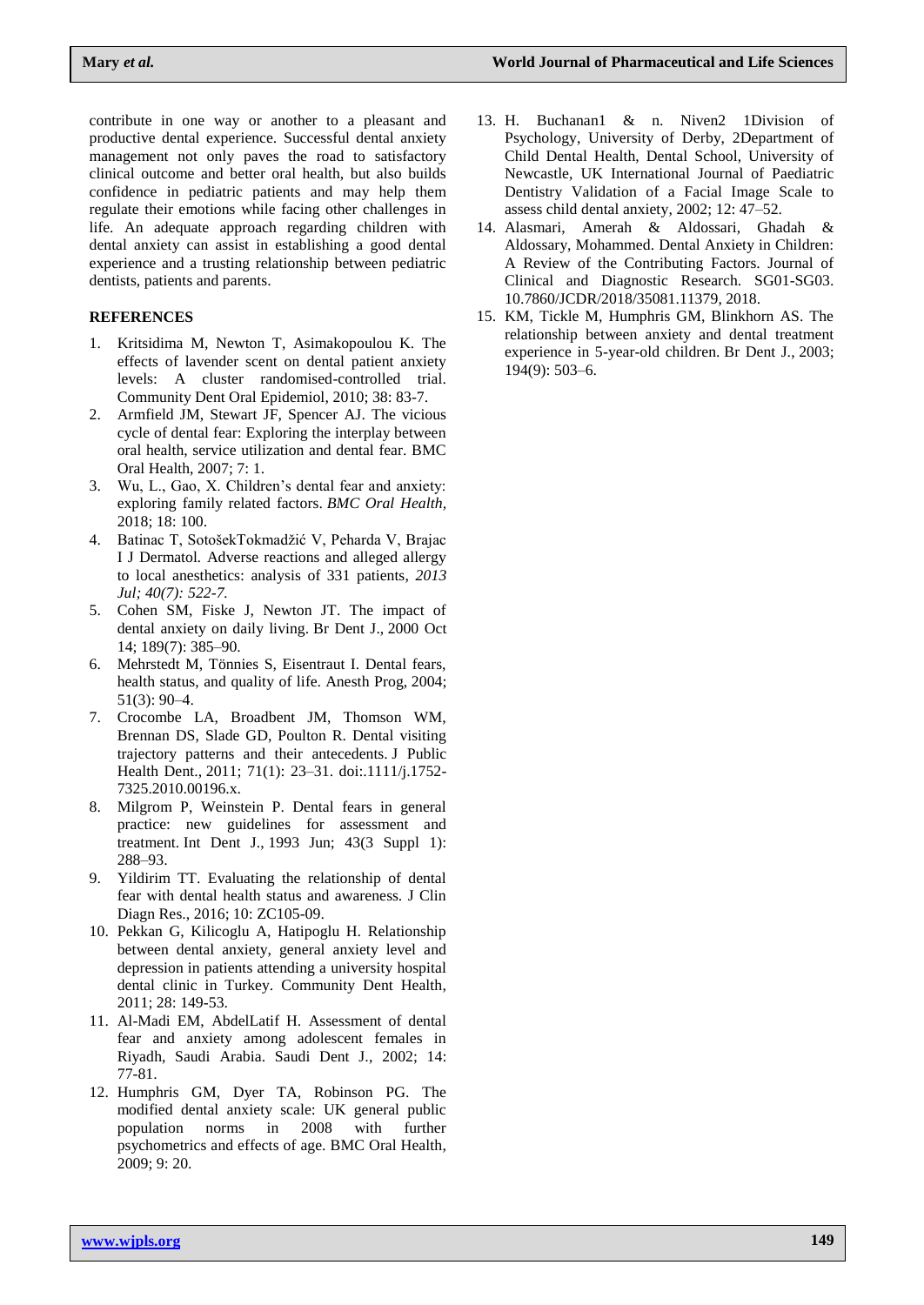contribute in one way or another to a pleasant and productive dental experience. Successful dental anxiety management not only paves the road to satisfactory clinical outcome and better oral health, but also builds confidence in pediatric patients and may help them regulate their emotions while facing other challenges in life. An adequate approach regarding children with dental anxiety can assist in establishing a good dental experience and a trusting relationship between pediatric dentists, patients and parents.

## REFERENCES

1. Kritsidima M, Newton T, Asimakopoulou K. The effects of lavender scent on dental patient anxiety levels: A cluster randomised-controlled trial. Community Dent Oral Epidemiol, 2010; 38: 83-7.
2. Armfield JM, Stewart JF, Spencer AJ. The vicious cycle of dental fear: Exploring the interplay between oral health, service utilization and dental fear. BMC Oral Health, 2007; 7: 1.
3. Wu, L., Gao, X. Children's dental fear and anxiety: exploring family related factors. *BMC Oral Health,* 2018; 18: 100.
4. Batinac T, SotošekTokmadžić V, Peharda V, Brajac I J Dermatol. Adverse reactions and alleged allergy to local anesthetics: analysis of 331 patients, *2013 Jul; 40(7): 522-7.*
5. Cohen SM, Fiske J, Newton JT. The impact of dental anxiety on daily living. Br Dent J., 2000 Oct 14; 189(7): 385–90.
6. Mehrstedt M, Tönnies S, Eisentraut I. Dental fears, health status, and quality of life. Anesth Prog, 2004; 51(3): 90–4.
7. Crocombe LA, Broadbent JM, Thomson WM, Brennan DS, Slade GD, Poulton R. Dental visiting trajectory patterns and their antecedents. J Public Health Dent., 2011; 71(1): 23–31. doi:.1111/j.1752-7325.2010.00196.x.
8. Milgrom P, Weinstein P. Dental fears in general practice: new guidelines for assessment and treatment. Int Dent J., 1993 Jun; 43(3 Suppl 1): 288–93.
9. Yildirim TT. Evaluating the relationship of dental fear with dental health status and awareness. J Clin Diagn Res., 2016; 10: ZC105-09.
10. Pekkan G, Kilicoglu A, Hatipoglu H. Relationship between dental anxiety, general anxiety level and depression in patients attending a university hospital dental clinic in Turkey. Community Dent Health, 2011; 28: 149-53.
11. Al-Madi EM, AbdelLatif H. Assessment of dental fear and anxiety among adolescent females in Riyadh, Saudi Arabia. Saudi Dent J., 2002; 14: 77-81.
12. Humphris GM, Dyer TA, Robinson PG. The modified dental anxiety scale: UK general public population norms in 2008 with further psychometrics and effects of age. BMC Oral Health, 2009; 9: 20.
13. H. Buchanan1 & n. Niven2 1Division of Psychology, University of Derby, 2Department of Child Dental Health, Dental School, University of Newcastle, UK International Journal of Paediatric Dentistry Validation of a Facial Image Scale to assess child dental anxiety, 2002; 12: 47–52.
14. Alasmari, Amerah & Aldossari, Ghadah & Aldossary, Mohammed. Dental Anxiety in Children: A Review of the Contributing Factors. Journal of Clinical and Diagnostic Research. SG01-SG03. 10.7860/JCDR/2018/35081.11379, 2018.
15. KM, Tickle M, Humphris GM, Blinkhorn AS. The relationship between anxiety and dental treatment experience in 5-year-old children. Br Dent J., 2003; 194(9): 503–6.